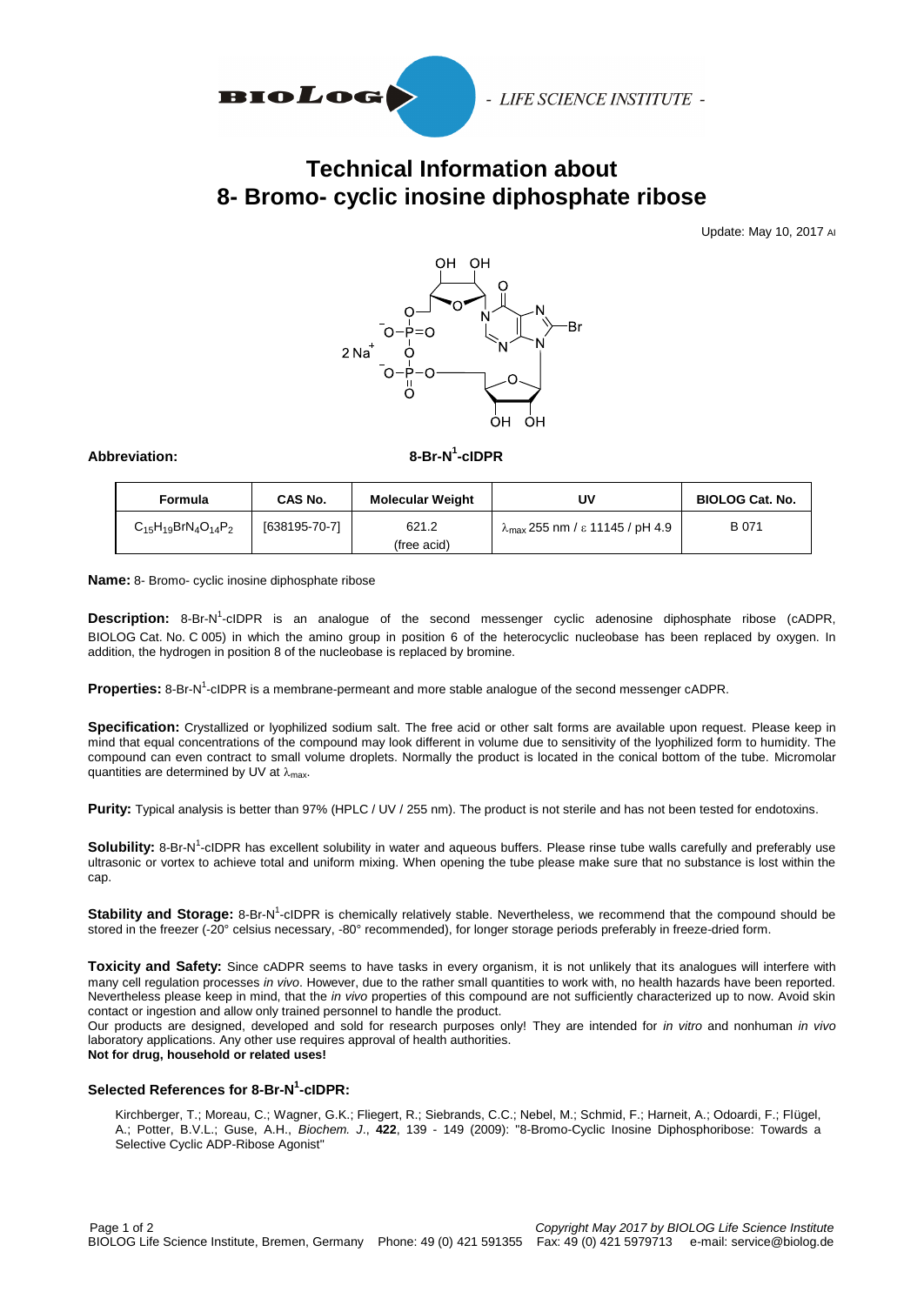# Technical Information about 8- Bromo- cyclic inosine diphosphate ribose

Update: May 10, 2017 AI

**Abbreviation:** **8-Br-N$^1$-cIDPR**

| Formula | CAS No. | Molecular Weight | UV | BIOLOG Cat. No. |
|---|---|---|---|---|
| $C_{15}H_{19}BrN_4O_{14}P_2$ | [638195-70-7] | 621.2 (free acid) | $\lambda_{max}$ 255 nm / $\varepsilon$ 11145 / pH 4.9 | B 071 |

**Name:** 8- Bromo- cyclic inosine diphosphate ribose

**Description:** 8-Br-N$^1$-cIDPR is an analogue of the second messenger cyclic adenosine diphosphate ribose (cADPR, BIOLOG Cat. No. C 005) in which the amino group in position 6 of the heterocyclic nucleobase has been replaced by oxygen. In addition, the hydrogen in position 8 of the nucleobase is replaced by bromine.

**Properties:** 8-Br-N$^1$-cIDPR is a membrane-permeant and more stable analogue of the second messenger cADPR.

**Specification:** Crystallized or lyophilized sodium salt. The free acid or other salt forms are available upon request. Please keep in mind that equal concentrations of the compound may look different in volume due to sensitivity of the lyophilized form to humidity. The compound can even contract to small volume droplets. Normally the product is located in the conical bottom of the tube. Micromolar quantities are determined by UV at $\lambda_{max}$.

**Purity:** Typical analysis is better than 97% (HPLC / UV / 255 nm). The product is not sterile and has not been tested for endotoxins.

**Solubility:** 8-Br-N$^1$-cIDPR has excellent solubility in water and aqueous buffers. Please rinse tube walls carefully and preferably use ultrasonic or vortex to achieve total and uniform mixing. When opening the tube please make sure that no substance is lost within the cap.

**Stability and Storage:** 8-Br-N$^1$-cIDPR is chemically relatively stable. Nevertheless, we recommend that the compound should be stored in the freezer (-20° celsius necessary, -80° recommended), for longer storage periods preferably in freeze-dried form.

**Toxicity and Safety:** Since cADPR seems to have tasks in every organism, it is not unlikely that its analogues will interfere with many cell regulation processes *in vivo*. However, due to the rather small quantities to work with, no health hazards have been reported. Nevertheless please keep in mind, that the *in vivo* properties of this compound are not sufficiently characterized up to now. Avoid skin contact or ingestion and allow only trained personnel to handle the product.
Our products are designed, developed and sold for research purposes only! They are intended for *in vitro* and nonhuman *in vivo* laboratory applications. Any other use requires approval of health authorities.
**Not for drug, household or related uses!**

### Selected References for 8-Br-N$^1$-cIDPR:

Kirchberger, T.; Moreau, C.; Wagner, G.K.; Fliegert, R.; Siebrands, C.C.; Nebel, M.; Schmid, F.; Harneit, A.; Odoardi, F.; Flügel, A.; Potter, B.V.L.; Guse, A.H., *Biochem. J.*, **422**, 139 - 149 (2009): "8-Bromo-Cyclic Inosine Diphosphoribose: Towards a Selective Cyclic ADP-Ribose Agonist"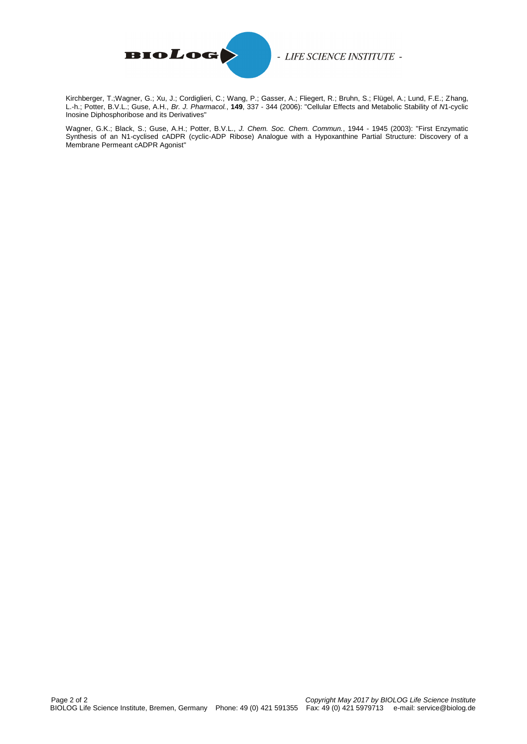Kirchberger, T.;Wagner, G.; Xu, J.; Cordiglieri, C.; Wang, P.; Gasser, A.; Fliegert, R.; Bruhn, S.; Flügel, A.; Lund, F.E.; Zhang, L.-h.; Potter, B.V.L.; Guse, A.H., *Br. J. Pharmacol.*, **149**, 337 - 344 (2006): "Cellular Effects and Metabolic Stability of *N*1-cyclic Inosine Diphosphoribose and its Derivatives"

Wagner, G.K.; Black, S.; Guse, A.H.; Potter, B.V.L., *J. Chem. Soc. Chem. Commun.*, 1944 - 1945 (2003): "First Enzymatic Synthesis of an N1-cyclised cADPR (cyclic-ADP Ribose) Analogue with a Hypoxanthine Partial Structure: Discovery of a Membrane Permeant cADPR Agonist"